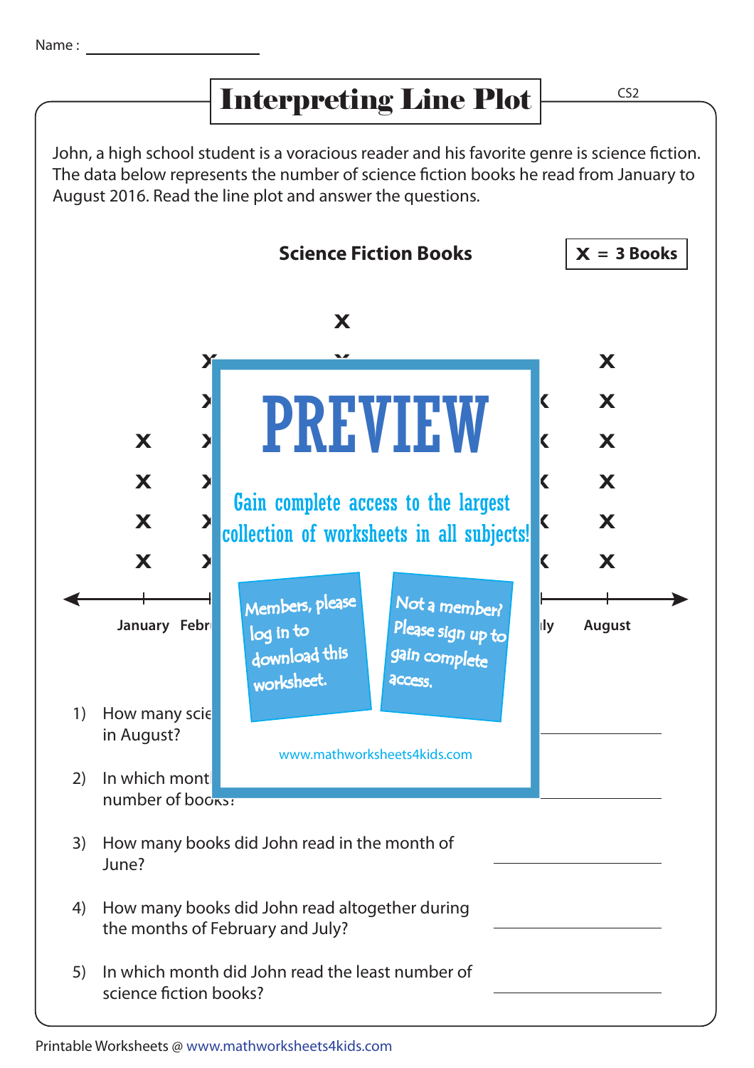Name : ____________________

# Interpreting Line Plot

John, a high school student is a voracious reader and his favorite genre is science fiction. The data below represents the number of science fiction books he read from January to August 2016. Read the line plot and answer the questions.

**Science Fiction Books**

**X = 3 Books**

| January | Febr... | ... | ...ly | August |
|---|---|---|---|---|
| X X X X | X X X X X X | ... | X X X X X | X X X X X X |

PREVIEW

Gain complete access to the largest collection of worksheets in all subjects!

Members, please log in to download this worksheet.

Not a member? Please sign up to gain complete access.

www.mathworksheets4kids.com

1) How many scie... in August? ____________

2) In which mont... number of books? ____________

3) How many books did John read in the month of June? ____________

4) How many books did John read altogether during the months of February and July? ____________

5) In which month did John read the least number of science fiction books? ____________

Printable Worksheets @ www.mathworksheets4kids.com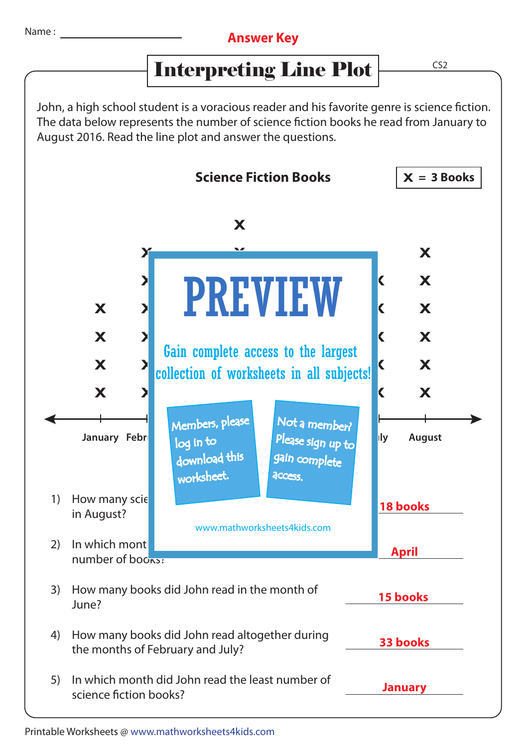Name : ____________

**Answer Key**

# Interpreting Line Plot

CS2

John, a high school student is a voracious reader and his favorite genre is science fiction. The data below represents the number of science fiction books he read from January to August 2016. Read the line plot and answer the questions.

**Science Fiction Books**

**X = 3 Books**

January Febr ... ly August

PREVIEW

Gain complete access to the largest collection of worksheets in all subjects!

Members, please log in to download this worksheet.

Not a member? Please sign up to gain complete access.

www.mathworksheets4kids.com

1) How many scie ... in August? **18 books**

2) In which mont ... number of books? **April**

3) How many books did John read in the month of June? **15 books**

4) How many books did John read altogether during the months of February and July? **33 books**

5) In which month did John read the least number of science fiction books? **January**

Printable Worksheets @ www.mathworksheets4kids.com